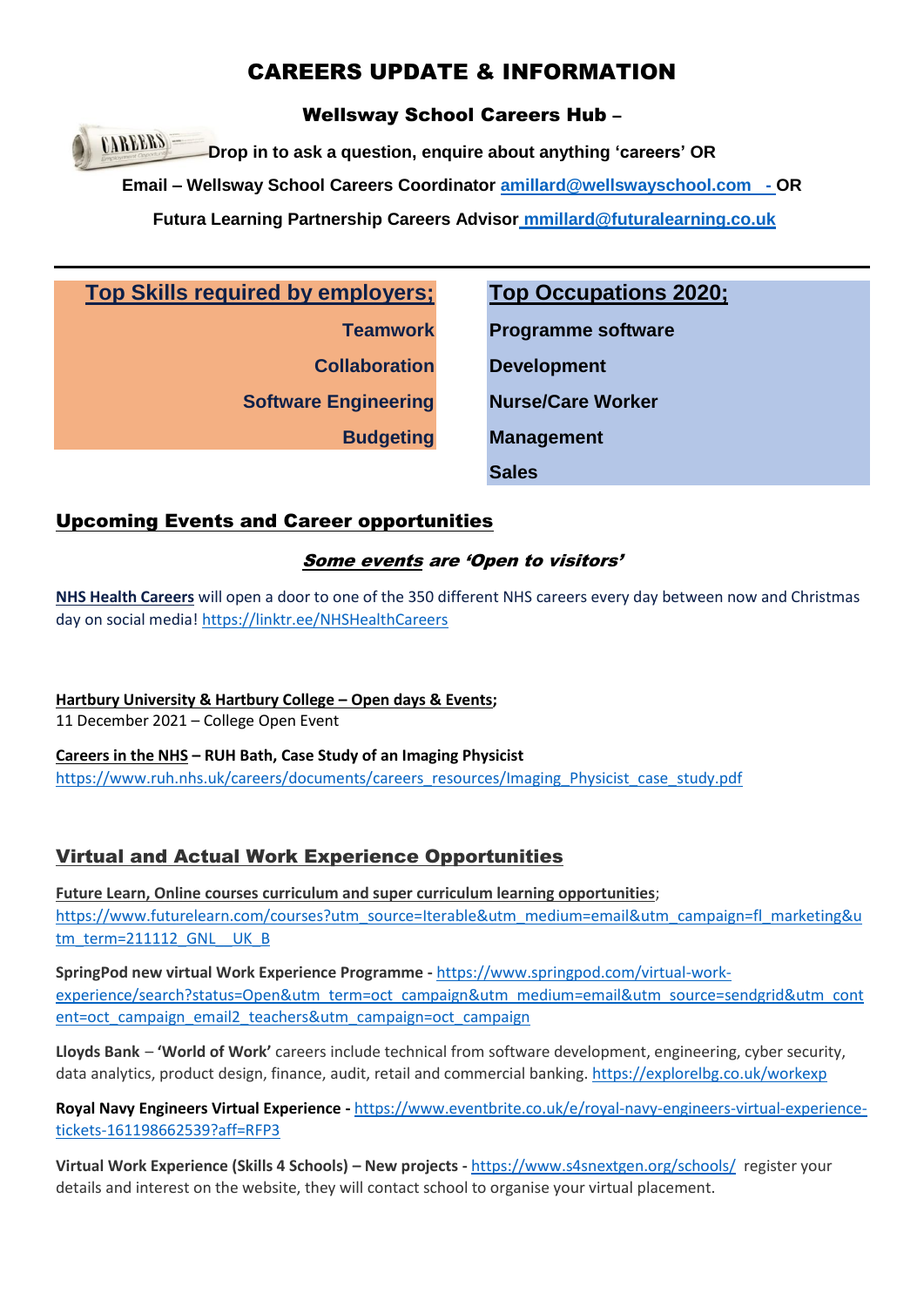# CAREERS UPDATE & INFORMATION

**Wellsway School Careers Hub –**

**Drop in to ask a question, enquire about anything 'careers' OR**

**Email – Wellsway School Careers Coordinator amillard@wellswayschool.com - OR**

**Futura Learning Partnership Careers Advisor mmillard@futuralearning.co.uk**

---

| Top Skills required by employers; | Top Occupations 2020; |
|---|---|
| Teamwork | Programme software |
| Collaboration | Development |
| Software Engineering | Nurse/Care Worker |
| Budgeting | Management |
| | Sales |

## Upcoming Events and Career opportunities

***Some events are 'Open to visitors'***

**NHS Health Careers** will open a door to one of the 350 different NHS careers every day between now and Christmas day on social media! https://linktr.ee/NHSHealthCareers

**Hartbury University & Hartbury College – Open days & Events;**
11 December 2021 – College Open Event

**Careers in the NHS – RUH Bath, Case Study of an Imaging Physicist**
https://www.ruh.nhs.uk/careers/documents/careers_resources/Imaging_Physicist_case_study.pdf

## Virtual and Actual Work Experience Opportunities

**Future Learn, Online courses curriculum and super curriculum learning opportunities**;
https://www.futurelearn.com/courses?utm_source=Iterable&utm_medium=email&utm_campaign=fl_marketing&utm_term=211112_GNL__UK_B

**SpringPod new virtual Work Experience Programme -** https://www.springpod.com/virtual-work-experience/search?status=Open&utm_term=oct_campaign&utm_medium=email&utm_source=sendgrid&utm_content=oct_campaign_email2_teachers&utm_campaign=oct_campaign

**Lloyds Bank** – **'World of Work'** careers include technical from software development, engineering, cyber security, data analytics, product design, finance, audit, retail and commercial banking. https://explorelbg.co.uk/workexp

**Royal Navy Engineers Virtual Experience -** https://www.eventbrite.co.uk/e/royal-navy-engineers-virtual-experience-tickets-161198662539?aff=RFP3

**Virtual Work Experience (Skills 4 Schools) – New projects -** https://www.s4snextgen.org/schools/ register your details and interest on the website, they will contact school to organise your virtual placement.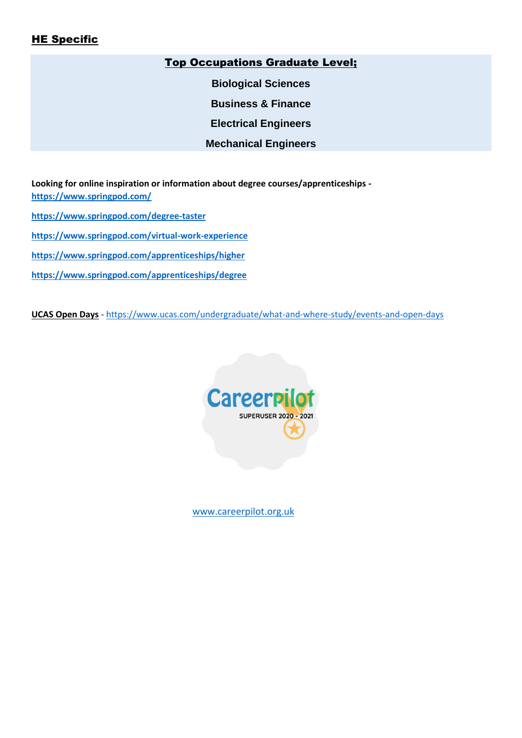## HE Specific

**Top Occupations Graduate Level;**

**Biological Sciences**

**Business & Finance**

**Electrical Engineers**

**Mechanical Engineers**

**Looking for online inspiration or information about degree courses/apprenticeships -**
**https://www.springpod.com/**

**https://www.springpod.com/degree-taster**

**https://www.springpod.com/virtual-work-experience**

**https://www.springpod.com/apprenticeships/higher**

**https://www.springpod.com/apprenticeships/degree**

**UCAS Open Days** - https://www.ucas.com/undergraduate/what-and-where-study/events-and-open-days

CareerPilot
SUPERUSER 2020 - 2021

www.careerpilot.org.uk